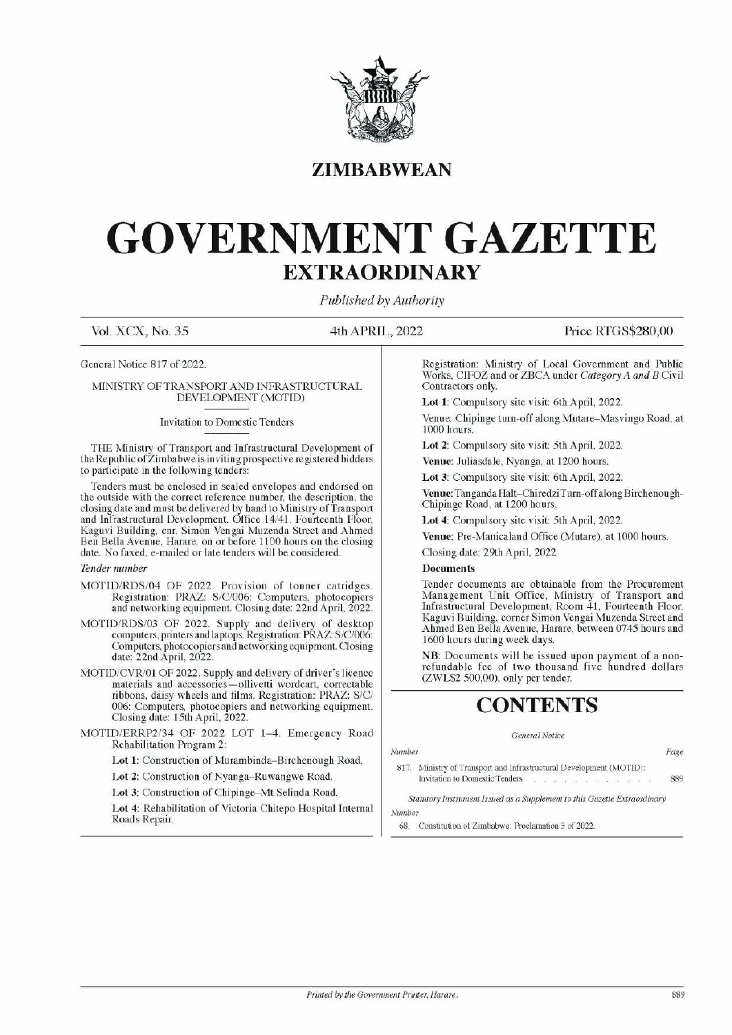# ZIMBABWEAN

# GOVERNMENT GAZETTE

## EXTRAORDINARY

*Published by Authority*

Vol. XCX, No. 35 — 4th APRIL, 2022 — Price RTGS$280,00

General Notice 817 of 2022.

MINISTRY OF TRANSPORT AND INFRASTRUCTURAL DEVELOPMENT (MOTID)

Invitation to Domestic Tenders

THE Ministry of Transport and Infrastructural Development of the Republic of Zimbabwe is inviting prospective registered bidders to participate in the following tenders:

Tenders must be enclosed in sealed envelopes and endorsed on the outside with the correct reference number, the description, the closing date and must be delivered by hand to Ministry of Transport and Infrastructural Development, Office 14/41, Fourteenth Floor, Kaguvi Building, cnr. Simon Vengai Muzenda Street and Ahmed Ben Bella Avenue, Harare, on or before 1100 hours on the closing date. No faxed, e-mailed or late tenders will be considered.

*Tender number*

MOTID/RDS/04 OF 2022. Provision of tonner catridges. Registration: PRAZ: S/C/006: Computers, photocopiers and networking equipment. Closing date: 22nd April, 2022.

MOTID/RDS/03 OF 2022. Supply and delivery of desktop computers, printers and laptops. Registration: PRAZ: S/C/006: Computers, photocopiers and networking equipment. Closing date: 22nd April, 2022.

MOTID/CVR/01 OF 2022. Supply and delivery of driver's licence materials and accessories—ollivetti wordcart, correctable ribbons, daisy wheels and films. Registration: PRAZ: S/C/006: Computers, photocopiers and networking equipment. Closing date: 15th April, 2022.

MOTID/ERRP2/34 OF 2022 LOT 1–4. Emergency Road Rehabilitation Program 2:

**Lot 1**: Construction of Murambinda–Birchenough Road.

**Lot 2**: Construction of Nyanga–Ruwangwe Road.

**Lot 3**: Construction of Chipinge–Mt Selinda Road.

**Lot 4**: Rehabilitation of Victoria Chitepo Hospital Internal Roads Repair.

Registration: Ministry of Local Government and Public Works, CIFOZ and or ZBCA under *Category A and B* Civil Contractors only.

**Lot 1**: Compulsory site visit: 6th April, 2022.

Venue: Chipinge turn-off along Mutare–Masvingo Road, at 1000 hours.

**Lot 2**: Compulsory site visit: 5th April, 2022.

**Venue**: Juliasdale, Nyanga, at 1200 hours.

**Lot 3**: Compulsory site visit: 6th April, 2022.

**Venue**: Tanganda Halt–Chiredzi Turn-off along Birchenough-Chipinge Road, at 1200 hours.

**Lot 4**: Compulsory site visit: 5th April, 2022.

**Venue**: Pre-Manicaland Office (Mutare), at 1000 hours.

Closing date: 29th April, 2022

**Documents**

Tender documents are obtainable from the Procurement Management Unit Office, Ministry of Transport and Infrastructural Development, Room 41, Fourteenth Floor, Kaguvi Building, corner Simon Vengai Muzenda Street and Ahmed Ben Bella Avenue, Harare, between 0745 hours and 1600 hours during week days.

**NB**: Documents will be issued upon payment of a non-refundable fee of two thousand five hundred dollars (ZWL$2 500,00), only per tender.

# CONTENTS

*General Notice*

| *Number* | | *Page* |
|---|---|---|
| 817. | Ministry of Transport and Infrastructural Development (MOTID): Invitation to Domestic Tenders | 889 |

*Statutory Instrument Issued as a Supplement to this Gazette Extraordinary*

*Number*

68. Constitution of Zimbabwe: Proclamation 3 of 2022.

*Printed by the Government Printer, Harare.*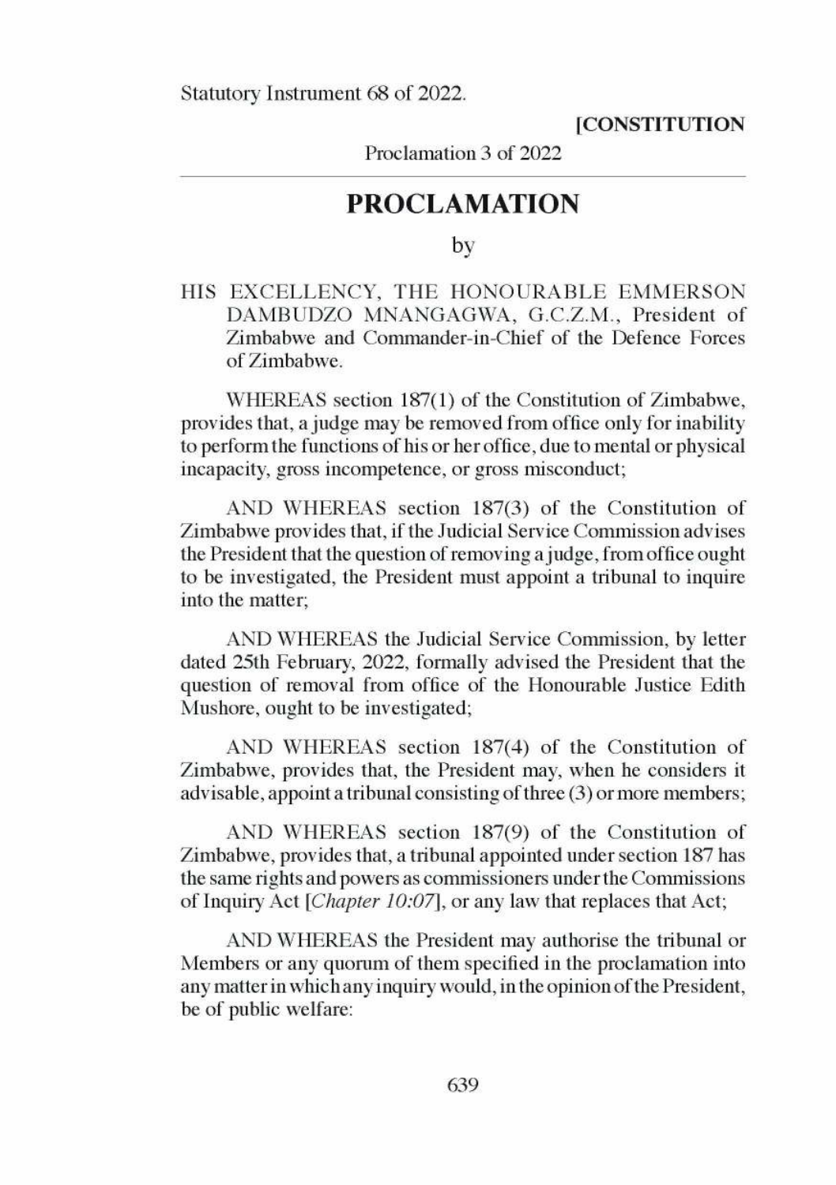Statutory Instrument 68 of 2022.

**[CONSTITUTION**

Proclamation 3 of 2022

# PROCLAMATION

by

HIS EXCELLENCY, THE HONOURABLE EMMERSON DAMBUDZO MNANGAGWA, G.C.Z.M., President of Zimbabwe and Commander-in-Chief of the Defence Forces of Zimbabwe.

WHEREAS section 187(1) of the Constitution of Zimbabwe, provides that, a judge may be removed from office only for inability to perform the functions of his or her office, due to mental or physical incapacity, gross incompetence, or gross misconduct;

AND WHEREAS section 187(3) of the Constitution of Zimbabwe provides that, if the Judicial Service Commission advises the President that the question of removing a judge, from office ought to be investigated, the President must appoint a tribunal to inquire into the matter;

AND WHEREAS the Judicial Service Commission, by letter dated 25th February, 2022, formally advised the President that the question of removal from office of the Honourable Justice Edith Mushore, ought to be investigated;

AND WHEREAS section 187(4) of the Constitution of Zimbabwe, provides that, the President may, when he considers it advisable, appoint a tribunal consisting of three (3) or more members;

AND WHEREAS section 187(9) of the Constitution of Zimbabwe, provides that, a tribunal appointed under section 187 has the same rights and powers as commissioners under the Commissions of Inquiry Act [*Chapter 10:07*], or any law that replaces that Act;

AND WHEREAS the President may authorise the tribunal or Members or any quorum of them specified in the proclamation into any matter in which any inquiry would, in the opinion of the President, be of public welfare: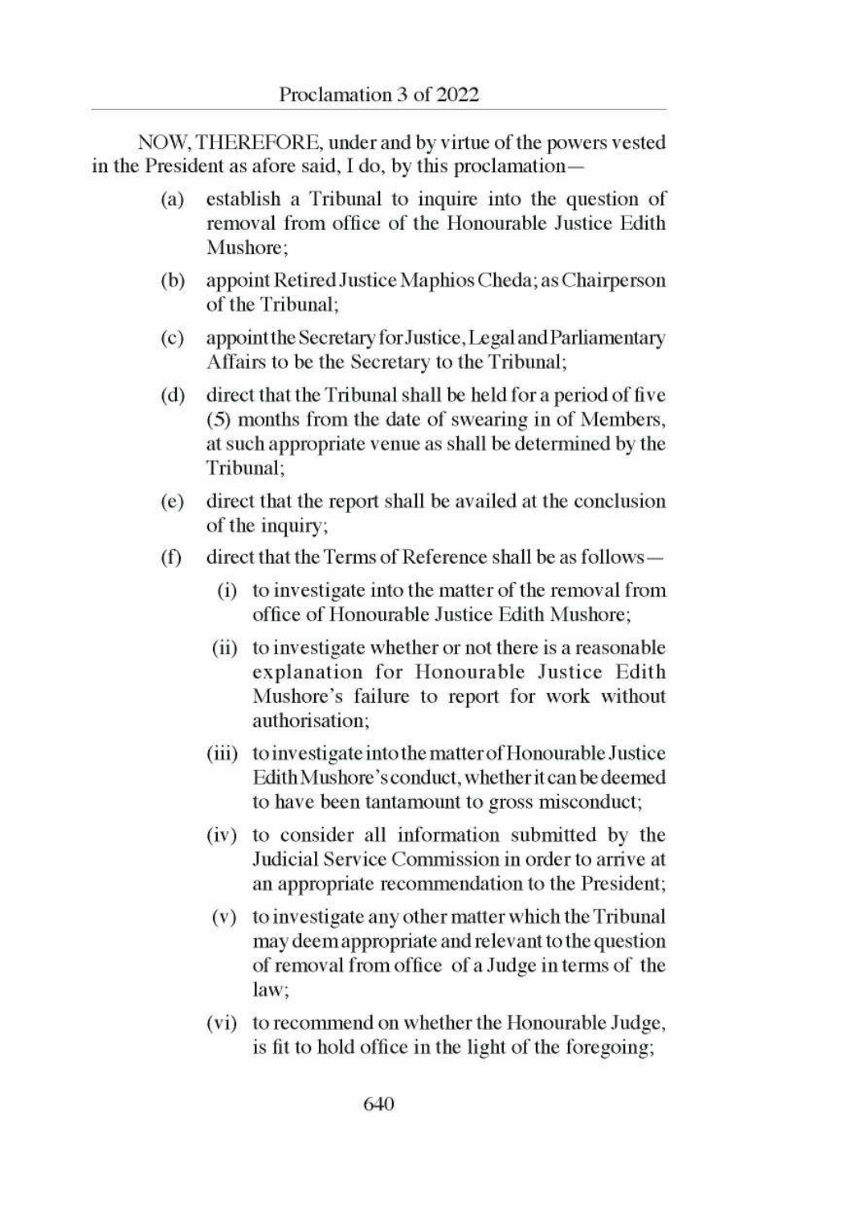NOW, THEREFORE, under and by virtue of the powers vested in the President as afore said, I do, by this proclamation—

(a) establish a Tribunal to inquire into the question of removal from office of the Honourable Justice Edith Mushore;

(b) appoint Retired Justice Maphios Cheda; as Chairperson of the Tribunal;

(c) appoint the Secretary for Justice, Legal and Parliamentary Affairs to be the Secretary to the Tribunal;

(d) direct that the Tribunal shall be held for a period of five (5) months from the date of swearing in of Members, at such appropriate venue as shall be determined by the Tribunal;

(e) direct that the report shall be availed at the conclusion of the inquiry;

(f) direct that the Terms of Reference shall be as follows—

  (i) to investigate into the matter of the removal from office of Honourable Justice Edith Mushore;

  (ii) to investigate whether or not there is a reasonable explanation for Honourable Justice Edith Mushore's failure to report for work without authorisation;

  (iii) to investigate into the matter of Honourable Justice Edith Mushore's conduct, whether it can be deemed to have been tantamount to gross misconduct;

  (iv) to consider all information submitted by the Judicial Service Commission in order to arrive at an appropriate recommendation to the President;

  (v) to investigate any other matter which the Tribunal may deem appropriate and relevant to the question of removal from office of a Judge in terms of the law;

  (vi) to recommend on whether the Honourable Judge, is fit to hold office in the light of the foregoing;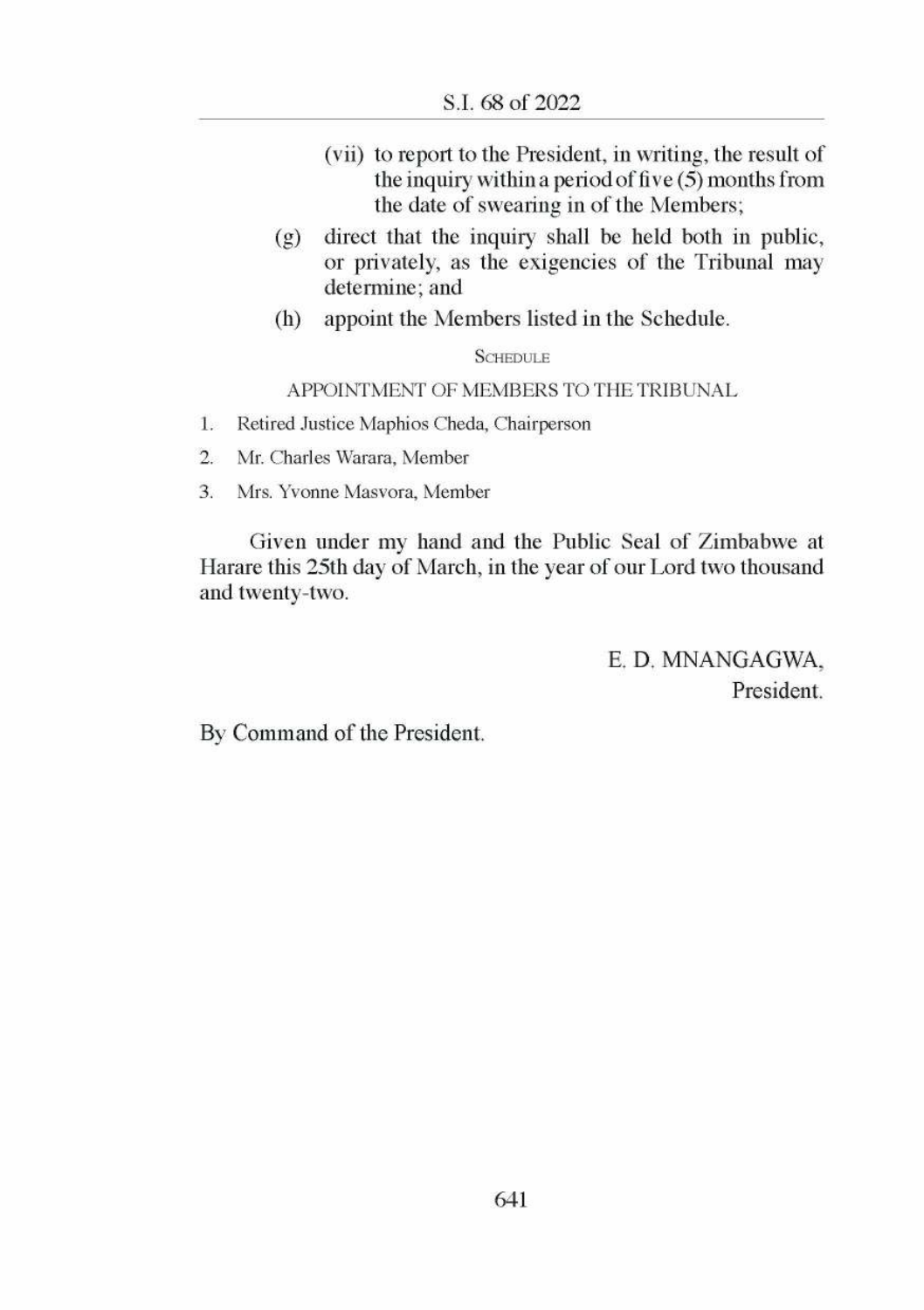(vii) to report to the President, in writing, the result of the inquiry within a period of five (5) months from the date of swearing in of the Members;

(g) direct that the inquiry shall be held both in public, or privately, as the exigencies of the Tribunal may determine; and

(h) appoint the Members listed in the Schedule.

SCHEDULE

APPOINTMENT OF MEMBERS TO THE TRIBUNAL

1. Retired Justice Maphios Cheda, Chairperson
2. Mr. Charles Warara, Member
3. Mrs. Yvonne Masvora, Member

Given under my hand and the Public Seal of Zimbabwe at Harare this 25th day of March, in the year of our Lord two thousand and twenty-two.

E. D. MNANGAGWA,
President.

By Command of the President.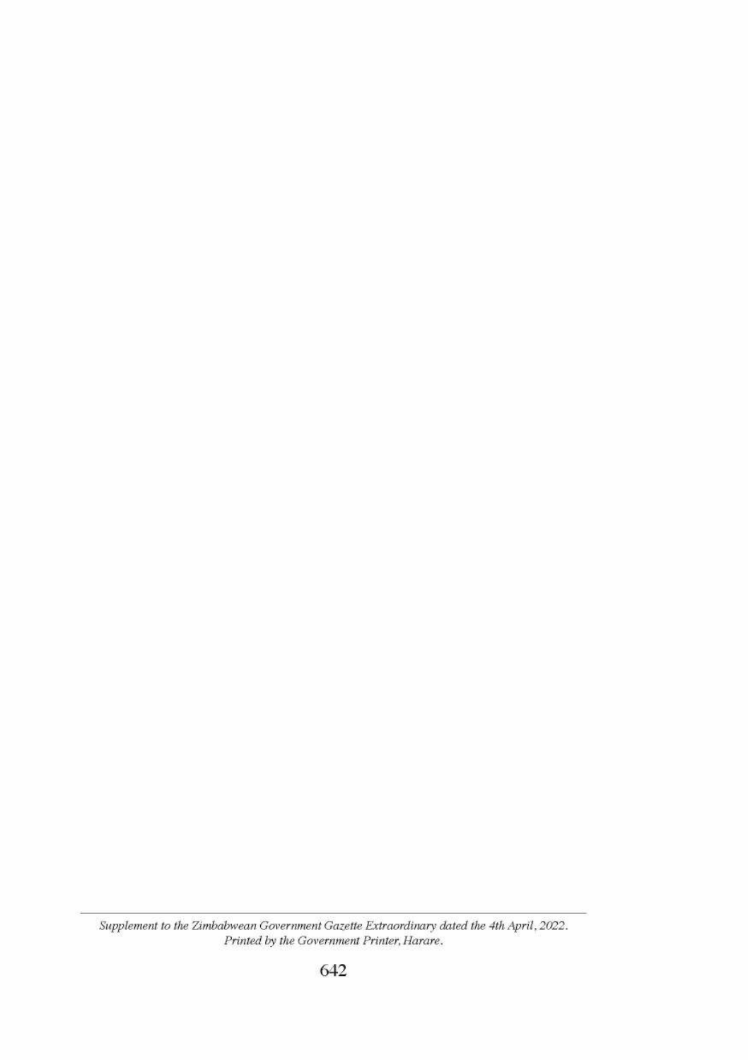*Supplement to the Zimbabwean Government Gazette Extraordinary dated the 4th April, 2022.*
*Printed by the Government Printer, Harare.*